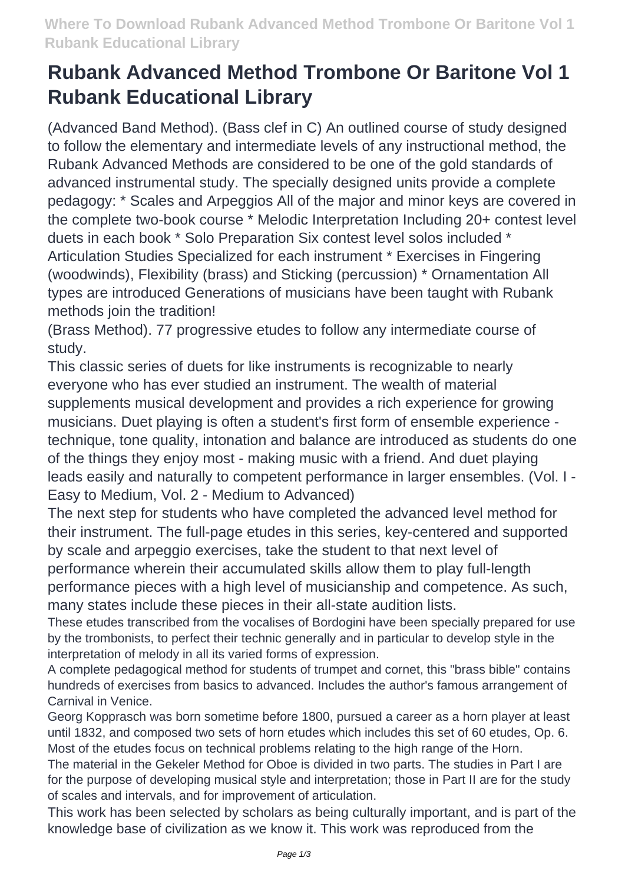# Rubank Advanced Method Trombone Or Baritone Vol 1 Rubank Educational Library

(Advanced Band Method). (Bass clef in C) An outlined course of study designed to follow the elementary and intermediate levels of any instructional method, the Rubank Advanced Methods are considered to be one of the gold standards of advanced instrumental study. The specially designed units provide a complete pedagogy: * Scales and Arpeggios All of the major and minor keys are covered in the complete two-book course * Melodic Interpretation Including 20+ contest level duets in each book * Solo Preparation Six contest level solos included * Articulation Studies Specialized for each instrument * Exercises in Fingering (woodwinds), Flexibility (brass) and Sticking (percussion) * Ornamentation All types are introduced Generations of musicians have been taught with Rubank methods join the tradition!

(Brass Method). 77 progressive etudes to follow any intermediate course of study.

This classic series of duets for like instruments is recognizable to nearly everyone who has ever studied an instrument. The wealth of material supplements musical development and provides a rich experience for growing musicians. Duet playing is often a student's first form of ensemble experience - technique, tone quality, intonation and balance are introduced as students do one of the things they enjoy most - making music with a friend. And duet playing leads easily and naturally to competent performance in larger ensembles. (Vol. I - Easy to Medium, Vol. 2 - Medium to Advanced)

The next step for students who have completed the advanced level method for their instrument. The full-page etudes in this series, key-centered and supported by scale and arpeggio exercises, take the student to that next level of performance wherein their accumulated skills allow them to play full-length performance pieces with a high level of musicianship and competence. As such, many states include these pieces in their all-state audition lists.

These etudes transcribed from the vocalises of Bordogini have been specially prepared for use by the trombonists, to perfect their technic generally and in particular to develop style in the interpretation of melody in all its varied forms of expression.

A complete pedagogical method for students of trumpet and cornet, this "brass bible" contains hundreds of exercises from basics to advanced. Includes the author's famous arrangement of Carnival in Venice.

Georg Kopprasch was born sometime before 1800, pursued a career as a horn player at least until 1832, and composed two sets of horn etudes which includes this set of 60 etudes, Op. 6. Most of the etudes focus on technical problems relating to the high range of the Horn.

The material in the Gekeler Method for Oboe is divided in two parts. The studies in Part I are for the purpose of developing musical style and interpretation; those in Part II are for the study of scales and intervals, and for improvement of articulation.

This work has been selected by scholars as being culturally important, and is part of the knowledge base of civilization as we know it. This work was reproduced from the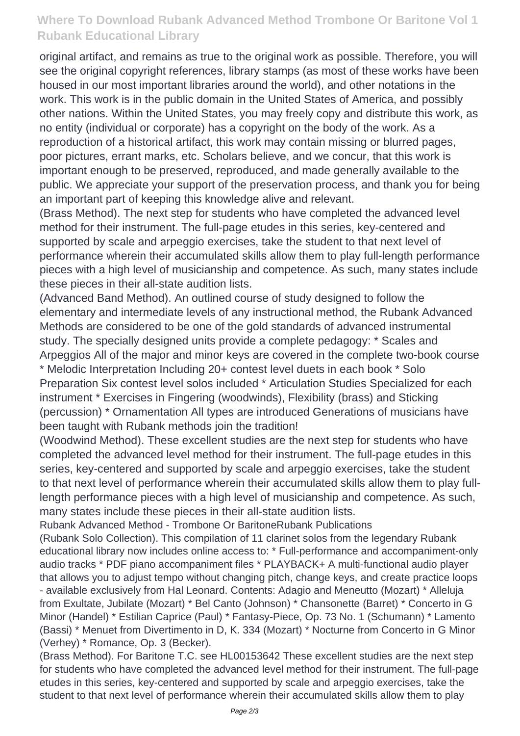original artifact, and remains as true to the original work as possible. Therefore, you will see the original copyright references, library stamps (as most of these works have been housed in our most important libraries around the world), and other notations in the work. This work is in the public domain in the United States of America, and possibly other nations. Within the United States, you may freely copy and distribute this work, as no entity (individual or corporate) has a copyright on the body of the work. As a reproduction of a historical artifact, this work may contain missing or blurred pages, poor pictures, errant marks, etc. Scholars believe, and we concur, that this work is important enough to be preserved, reproduced, and made generally available to the public. We appreciate your support of the preservation process, and thank you for being an important part of keeping this knowledge alive and relevant.

(Brass Method). The next step for students who have completed the advanced level method for their instrument. The full-page etudes in this series, key-centered and supported by scale and arpeggio exercises, take the student to that next level of performance wherein their accumulated skills allow them to play full-length performance pieces with a high level of musicianship and competence. As such, many states include these pieces in their all-state audition lists.

(Advanced Band Method). An outlined course of study designed to follow the elementary and intermediate levels of any instructional method, the Rubank Advanced Methods are considered to be one of the gold standards of advanced instrumental study. The specially designed units provide a complete pedagogy: * Scales and Arpeggios All of the major and minor keys are covered in the complete two-book course * Melodic Interpretation Including 20+ contest level duets in each book * Solo Preparation Six contest level solos included * Articulation Studies Specialized for each instrument * Exercises in Fingering (woodwinds), Flexibility (brass) and Sticking (percussion) * Ornamentation All types are introduced Generations of musicians have been taught with Rubank methods join the tradition!

(Woodwind Method). These excellent studies are the next step for students who have completed the advanced level method for their instrument. The full-page etudes in this series, key-centered and supported by scale and arpeggio exercises, take the student to that next level of performance wherein their accumulated skills allow them to play full-length performance pieces with a high level of musicianship and competence. As such, many states include these pieces in their all-state audition lists.

Rubank Advanced Method - Trombone Or BaritoneRubank Publications

(Rubank Solo Collection). This compilation of 11 clarinet solos from the legendary Rubank educational library now includes online access to: * Full-performance and accompaniment-only audio tracks * PDF piano accompaniment files * PLAYBACK+ A multi-functional audio player that allows you to adjust tempo without changing pitch, change keys, and create practice loops - available exclusively from Hal Leonard. Contents: Adagio and Meneutto (Mozart) * Alleluja from Exultate, Jubilate (Mozart) * Bel Canto (Johnson) * Chansonette (Barret) * Concerto in G Minor (Handel) * Estilian Caprice (Paul) * Fantasy-Piece, Op. 73 No. 1 (Schumann) * Lamento (Bassi) * Menuet from Divertimento in D, K. 334 (Mozart) * Nocturne from Concerto in G Minor (Verhey) * Romance, Op. 3 (Becker).

(Brass Method). For Baritone T.C. see HL00153642 These excellent studies are the next step for students who have completed the advanced level method for their instrument. The full-page etudes in this series, key-centered and supported by scale and arpeggio exercises, take the student to that next level of performance wherein their accumulated skills allow them to play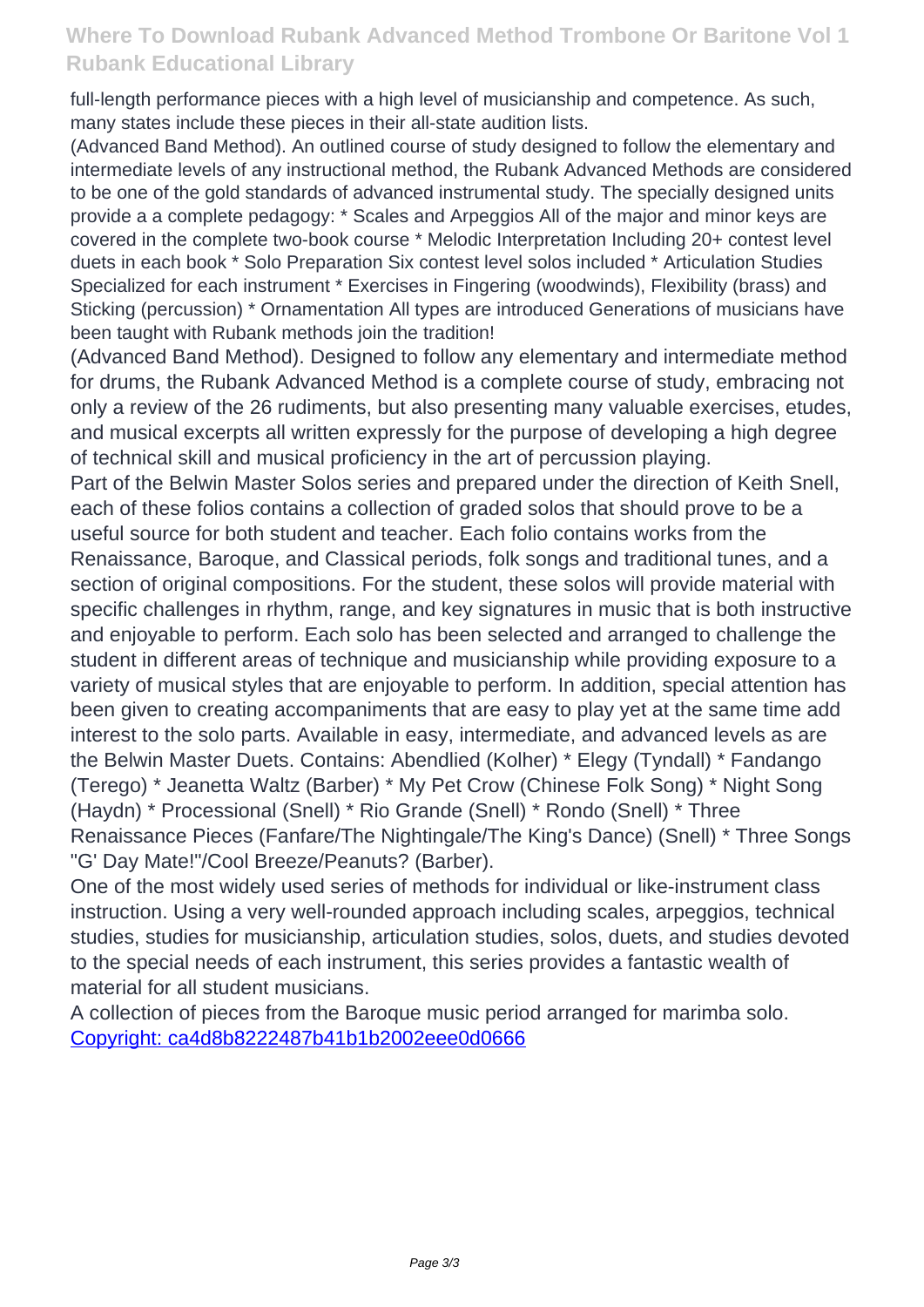full-length performance pieces with a high level of musicianship and competence. As such, many states include these pieces in their all-state audition lists.

(Advanced Band Method). An outlined course of study designed to follow the elementary and intermediate levels of any instructional method, the Rubank Advanced Methods are considered to be one of the gold standards of advanced instrumental study. The specially designed units provide a a complete pedagogy: * Scales and Arpeggios All of the major and minor keys are covered in the complete two-book course * Melodic Interpretation Including 20+ contest level duets in each book * Solo Preparation Six contest level solos included * Articulation Studies Specialized for each instrument * Exercises in Fingering (woodwinds), Flexibility (brass) and Sticking (percussion) * Ornamentation All types are introduced Generations of musicians have been taught with Rubank methods join the tradition!

(Advanced Band Method). Designed to follow any elementary and intermediate method for drums, the Rubank Advanced Method is a complete course of study, embracing not only a review of the 26 rudiments, but also presenting many valuable exercises, etudes, and musical excerpts all written expressly for the purpose of developing a high degree of technical skill and musical proficiency in the art of percussion playing.

Part of the Belwin Master Solos series and prepared under the direction of Keith Snell, each of these folios contains a collection of graded solos that should prove to be a useful source for both student and teacher. Each folio contains works from the Renaissance, Baroque, and Classical periods, folk songs and traditional tunes, and a section of original compositions. For the student, these solos will provide material with specific challenges in rhythm, range, and key signatures in music that is both instructive and enjoyable to perform. Each solo has been selected and arranged to challenge the student in different areas of technique and musicianship while providing exposure to a variety of musical styles that are enjoyable to perform. In addition, special attention has been given to creating accompaniments that are easy to play yet at the same time add interest to the solo parts. Available in easy, intermediate, and advanced levels as are the Belwin Master Duets. Contains: Abendlied (Kolher) * Elegy (Tyndall) * Fandango (Terego) * Jeanetta Waltz (Barber) * My Pet Crow (Chinese Folk Song) * Night Song (Haydn) * Processional (Snell) * Rio Grande (Snell) * Rondo (Snell) * Three Renaissance Pieces (Fanfare/The Nightingale/The King's Dance) (Snell) * Three Songs "G' Day Mate!"/Cool Breeze/Peanuts? (Barber).

One of the most widely used series of methods for individual or like-instrument class instruction. Using a very well-rounded approach including scales, arpeggios, technical studies, studies for musicianship, articulation studies, solos, duets, and studies devoted to the special needs of each instrument, this series provides a fantastic wealth of material for all student musicians.

A collection of pieces from the Baroque music period arranged for marimba solo.

Copyright: ca4d8b8222487b41b1b2002eee0d0666